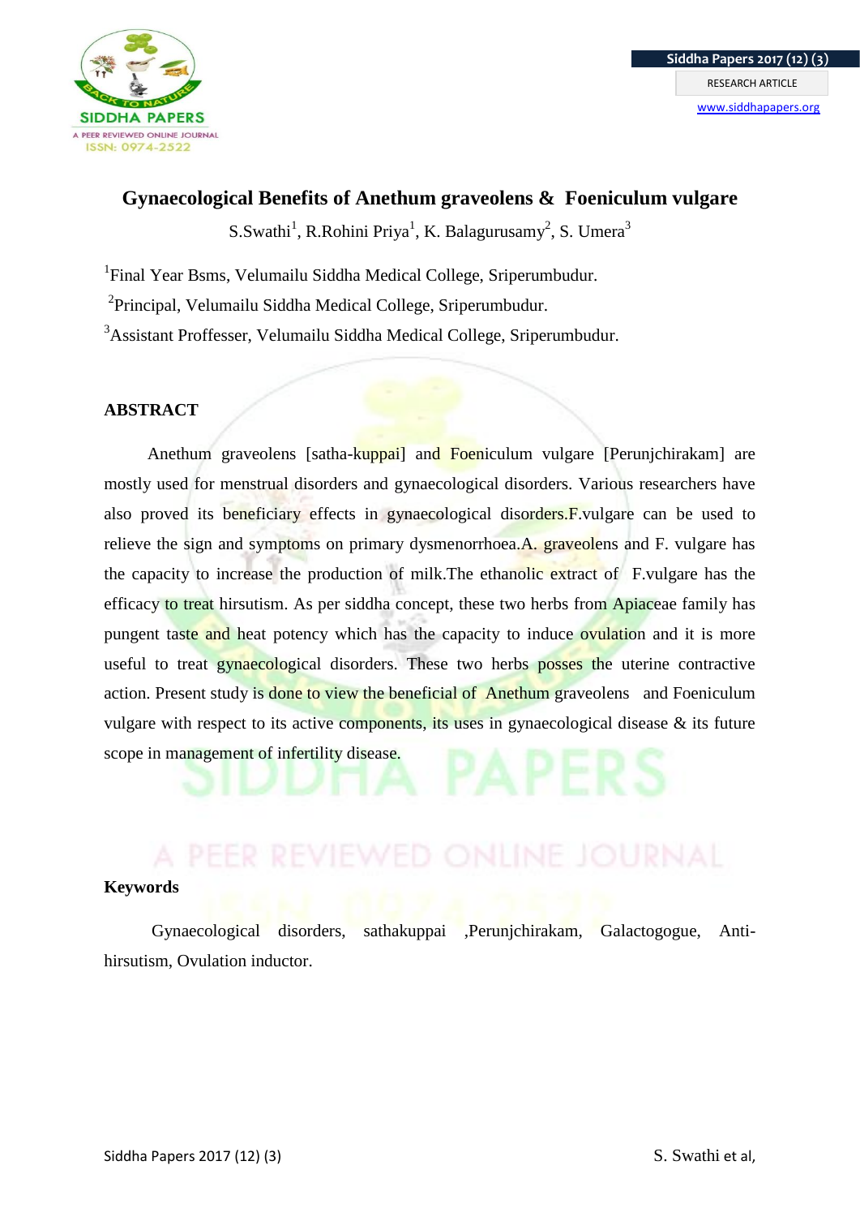# Gynaecological Benefits of Anethum graveolens & Foeniculum vulgare

S.Swathi[1], R.Rohini Priya[1], K. Balagurusamy[2], S. Umera[3]

[1]Final Year Bsms, Velumailu Siddha Medical College, Sriperumbudur.

[2]Principal, Velumailu Siddha Medical College, Sriperumbudur.

[3]Assistant Proffesser, Velumailu Siddha Medical College, Sriperumbudur.

## ABSTRACT

Anethum graveolens [satha-kuppai] and Foeniculum vulgare [Perunjchirakam] are mostly used for menstrual disorders and gynaecological disorders. Various researchers have also proved its beneficiary effects in gynaecological disorders.F.vulgare can be used to relieve the sign and symptoms on primary dysmenorrhoea.A. graveolens and F. vulgare has the capacity to increase the production of milk.The ethanolic extract of F.vulgare has the efficacy to treat hirsutism. As per siddha concept, these two herbs from Apiaceae family has pungent taste and heat potency which has the capacity to induce ovulation and it is more useful to treat gynaecological disorders. These two herbs posses the uterine contractive action. Present study is done to view the beneficial of Anethum graveolens and Foeniculum vulgare with respect to its active components, its uses in gynaecological disease & its future scope in management of infertility disease.

## Keywords

Gynaecological disorders, sathakuppai ,Perunjchirakam, Galactogogue, Anti-hirsutism, Ovulation inductor.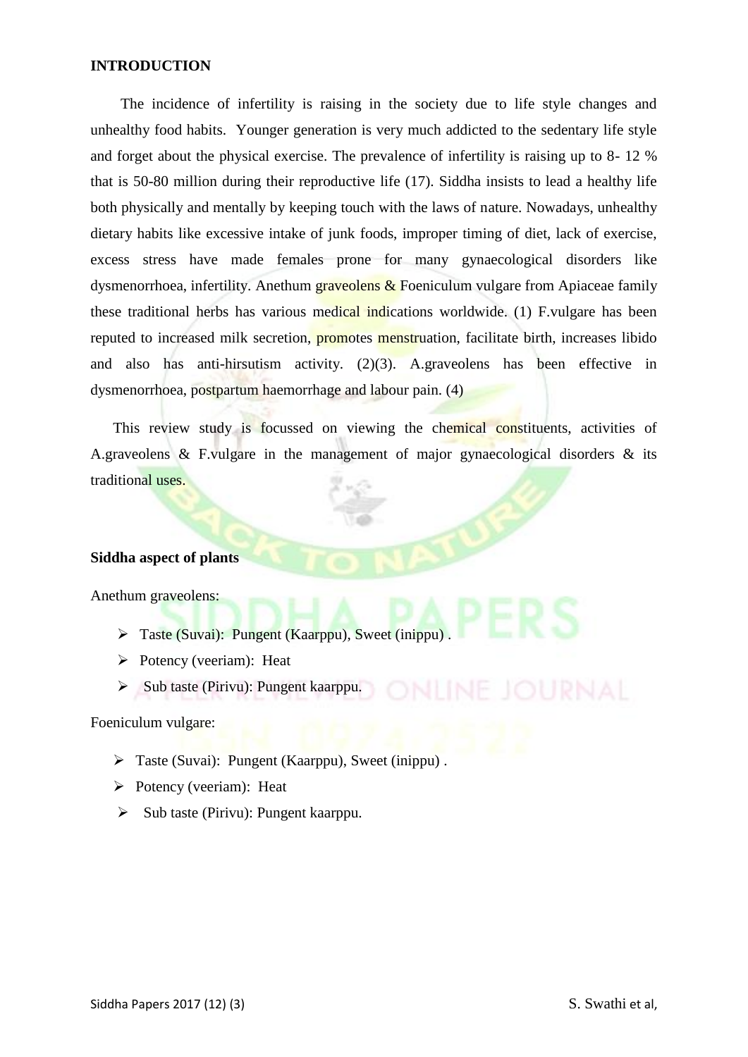**INTRODUCTION**

The incidence of infertility is raising in the society due to life style changes and unhealthy food habits. Younger generation is very much addicted to the sedentary life style and forget about the physical exercise. The prevalence of infertility is raising up to 8- 12 % that is 50-80 million during their reproductive life (17). Siddha insists to lead a healthy life both physically and mentally by keeping touch with the laws of nature. Nowadays, unhealthy dietary habits like excessive intake of junk foods, improper timing of diet, lack of exercise, excess stress have made females prone for many gynaecological disorders like dysmenorrhoea, infertility. Anethum graveolens & Foeniculum vulgare from Apiaceae family these traditional herbs has various medical indications worldwide. (1) F.vulgare has been reputed to increased milk secretion, promotes menstruation, facilitate birth, increases libido and also has anti-hirsutism activity. (2)(3). A.graveolens has been effective in dysmenorrhoea, postpartum haemorrhage and labour pain. (4)

This review study is focussed on viewing the chemical constituents, activities of A.graveolens & F.vulgare in the management of major gynaecological disorders & its traditional uses.

**Siddha aspect of plants**

Anethum graveolens:

- Taste (Suvai): Pungent (Kaarppu), Sweet (inippu) .
- Potency (veeriam): Heat
- Sub taste (Pirivu): Pungent kaarppu.

Foeniculum vulgare:

- Taste (Suvai): Pungent (Kaarppu), Sweet (inippu) .
- Potency (veeriam): Heat
- Sub taste (Pirivu): Pungent kaarppu.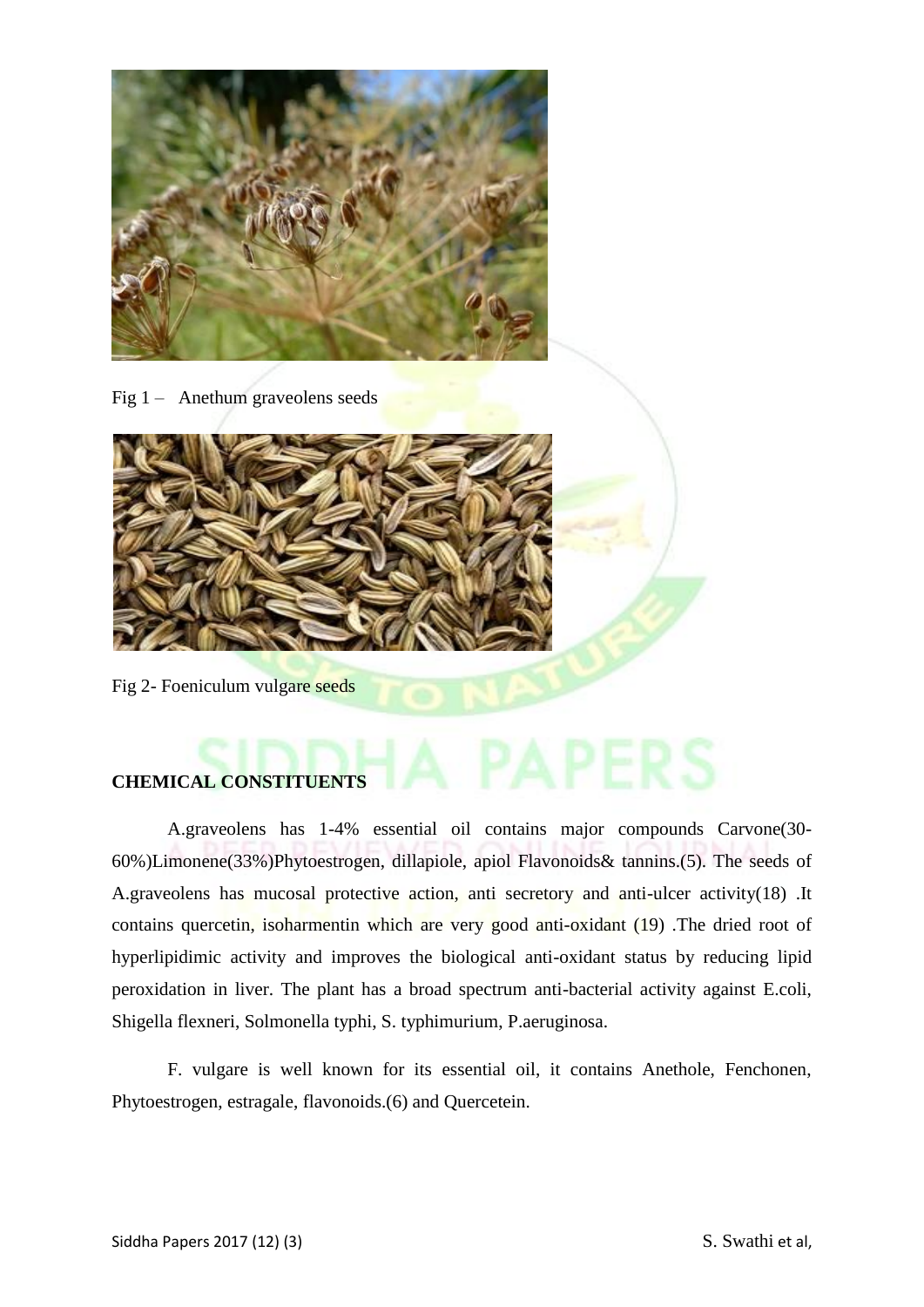Fig 1 – Anethum graveolens seeds

Fig 2- Foeniculum vulgare seeds

**CHEMICAL CONSTITUENTS**

A.graveolens has 1-4% essential oil contains major compounds Carvone(30-60%)Limonene(33%)Phytoestrogen, dillapiole, apiol Flavonoids& tannins.(5). The seeds of A.graveolens has mucosal protective action, anti secretory and anti-ulcer activity(18) .It contains quercetin, isoharmentin which are very good anti-oxidant (19) .The dried root of hyperlipidimic activity and improves the biological anti-oxidant status by reducing lipid peroxidation in liver. The plant has a broad spectrum anti-bacterial activity against E.coli, Shigella flexneri, Solmonella typhi, S. typhimurium, P.aeruginosa.

F. vulgare is well known for its essential oil, it contains Anethole, Fenchonen, Phytoestrogen, estragale, flavonoids.(6) and Quercetein.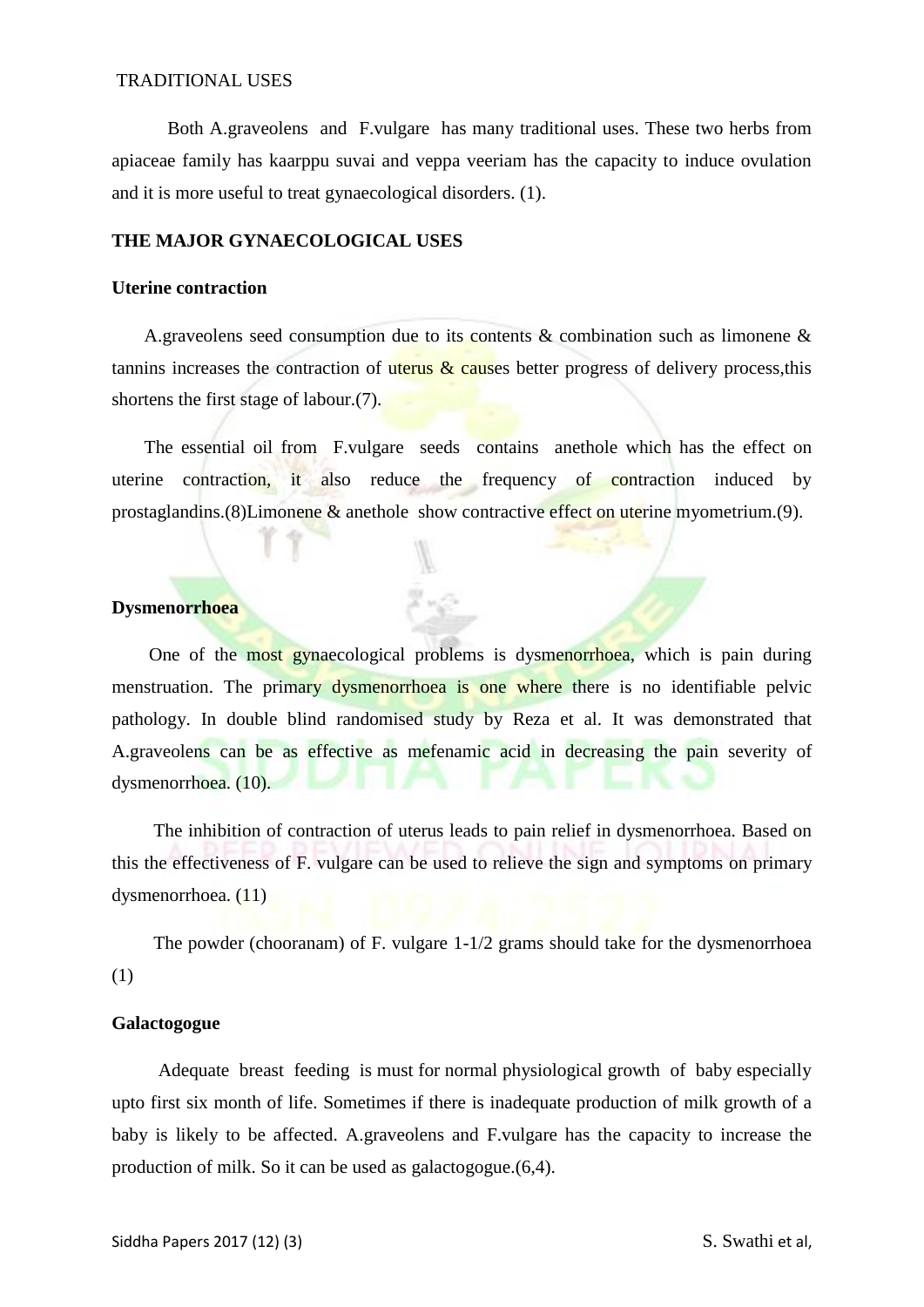TRADITIONAL USES

Both A.graveolens and F.vulgare has many traditional uses. These two herbs from apiaceae family has kaarppu suvai and veppa veeriam has the capacity to induce ovulation and it is more useful to treat gynaecological disorders. (1).

**THE MAJOR GYNAECOLOGICAL USES**

**Uterine contraction**

A.graveolens seed consumption due to its contents & combination such as limonene & tannins increases the contraction of uterus & causes better progress of delivery process,this shortens the first stage of labour.(7).

The essential oil from F.vulgare seeds contains anethole which has the effect on uterine contraction, it also reduce the frequency of contraction induced by prostaglandins.(8)Limonene & anethole show contractive effect on uterine myometrium.(9).

**Dysmenorrhoea**

One of the most gynaecological problems is dysmenorrhoea, which is pain during menstruation. The primary dysmenorrhoea is one where there is no identifiable pelvic pathology. In double blind randomised study by Reza et al. It was demonstrated that A.graveolens can be as effective as mefenamic acid in decreasing the pain severity of dysmenorrhoea. (10).

The inhibition of contraction of uterus leads to pain relief in dysmenorrhoea. Based on this the effectiveness of F. vulgare can be used to relieve the sign and symptoms on primary dysmenorrhoea. (11)

The powder (chooranam) of F. vulgare 1-1/2 grams should take for the dysmenorrhoea (1)

**Galactogogue**

Adequate breast feeding is must for normal physiological growth of baby especially upto first six month of life. Sometimes if there is inadequate production of milk growth of a baby is likely to be affected. A.graveolens and F.vulgare has the capacity to increase the production of milk. So it can be used as galactogogue.(6,4).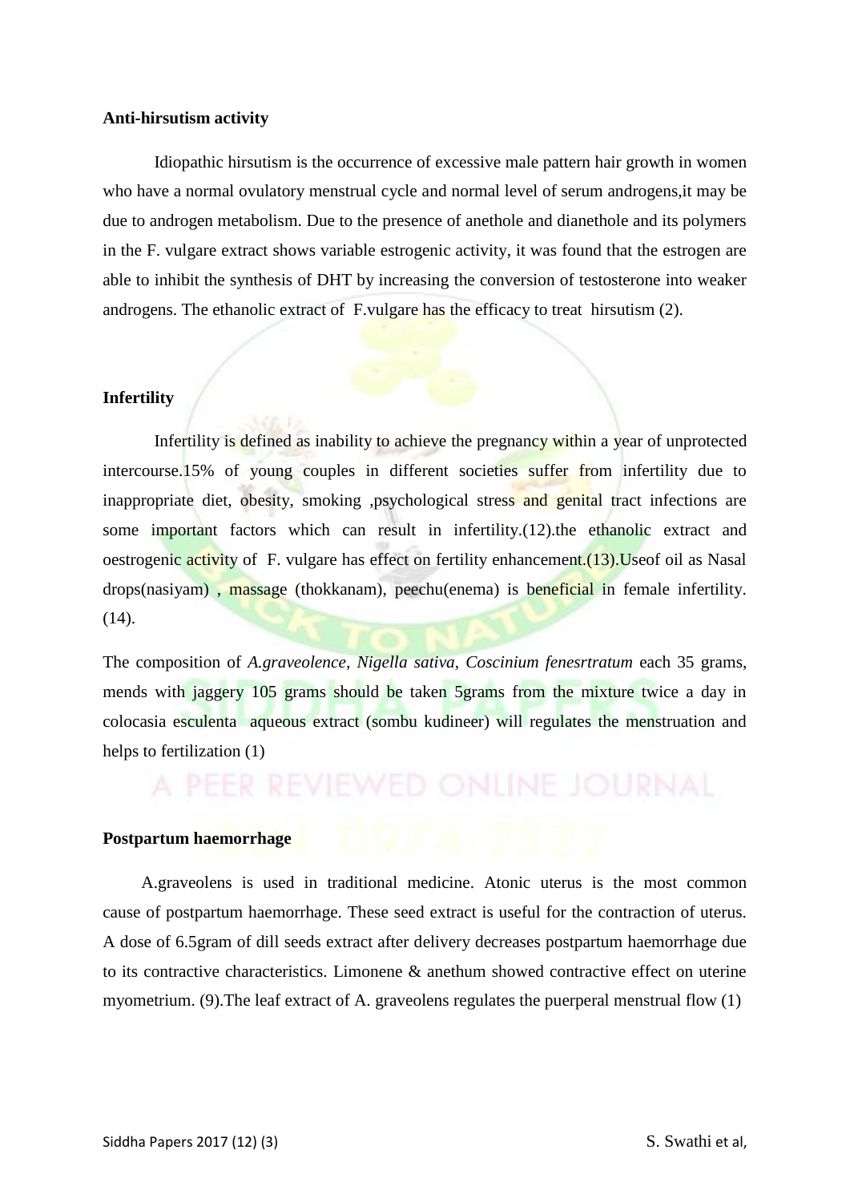**Anti-hirsutism activity**

Idiopathic hirsutism is the occurrence of excessive male pattern hair growth in women who have a normal ovulatory menstrual cycle and normal level of serum androgens,it may be due to androgen metabolism. Due to the presence of anethole and dianethole and its polymers in the F. vulgare extract shows variable estrogenic activity, it was found that the estrogen are able to inhibit the synthesis of DHT by increasing the conversion of testosterone into weaker androgens. The ethanolic extract of F.vulgare has the efficacy to treat hirsutism (2).

**Infertility**

Infertility is defined as inability to achieve the pregnancy within a year of unprotected intercourse.15% of young couples in different societies suffer from infertility due to inappropriate diet, obesity, smoking ,psychological stress and genital tract infections are some important factors which can result in infertility.(12).the ethanolic extract and oestrogenic activity of F. vulgare has effect on fertility enhancement.(13).Useof oil as Nasal drops(nasiyam) , massage (thokkanam), peechu(enema) is beneficial in female infertility.(14).

The composition of *A.graveolence, Nigella sativa, Coscinium fenesrtratum* each 35 grams, mends with jaggery 105 grams should be taken 5grams from the mixture twice a day in colocasia esculenta aqueous extract (sombu kudineer) will regulates the menstruation and helps to fertilization (1)

**Postpartum haemorrhage**

A.graveolens is used in traditional medicine. Atonic uterus is the most common cause of postpartum haemorrhage. These seed extract is useful for the contraction of uterus. A dose of 6.5gram of dill seeds extract after delivery decreases postpartum haemorrhage due to its contractive characteristics. Limonene & anethum showed contractive effect on uterine myometrium. (9).The leaf extract of A. graveolens regulates the puerperal menstrual flow (1)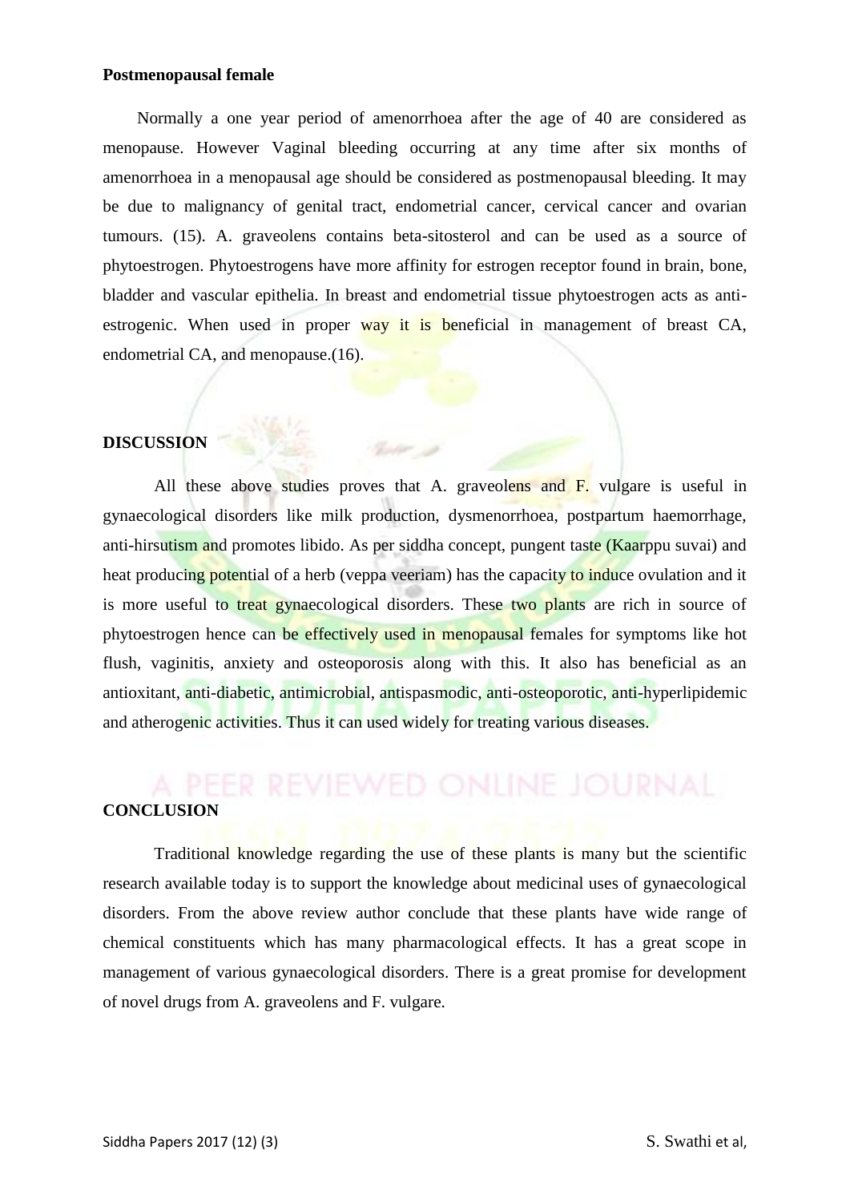**Postmenopausal female**

Normally a one year period of amenorrhoea after the age of 40 are considered as menopause. However Vaginal bleeding occurring at any time after six months of amenorrhoea in a menopausal age should be considered as postmenopausal bleeding. It may be due to malignancy of genital tract, endometrial cancer, cervical cancer and ovarian tumours. (15). A. graveolens contains beta-sitosterol and can be used as a source of phytoestrogen. Phytoestrogens have more affinity for estrogen receptor found in brain, bone, bladder and vascular epithelia. In breast and endometrial tissue phytoestrogen acts as anti-estrogenic. When used in proper way it is beneficial in management of breast CA, endometrial CA, and menopause.(16).

## DISCUSSION

All these above studies proves that A. graveolens and F. vulgare is useful in gynaecological disorders like milk production, dysmenorrhoea, postpartum haemorrhage, anti-hirsutism and promotes libido. As per siddha concept, pungent taste (Kaarppu suvai) and heat producing potential of a herb (veppa veeriam) has the capacity to induce ovulation and it is more useful to treat gynaecological disorders. These two plants are rich in source of phytoestrogen hence can be effectively used in menopausal females for symptoms like hot flush, vaginitis, anxiety and osteoporosis along with this. It also has beneficial as an antioxitant, anti-diabetic, antimicrobial, antispasmodic, anti-osteoporotic, anti-hyperlipidemic and atherogenic activities. Thus it can used widely for treating various diseases.

## CONCLUSION

Traditional knowledge regarding the use of these plants is many but the scientific research available today is to support the knowledge about medicinal uses of gynaecological disorders. From the above review author conclude that these plants have wide range of chemical constituents which has many pharmacological effects. It has a great scope in management of various gynaecological disorders. There is a great promise for development of novel drugs from A. graveolens and F. vulgare.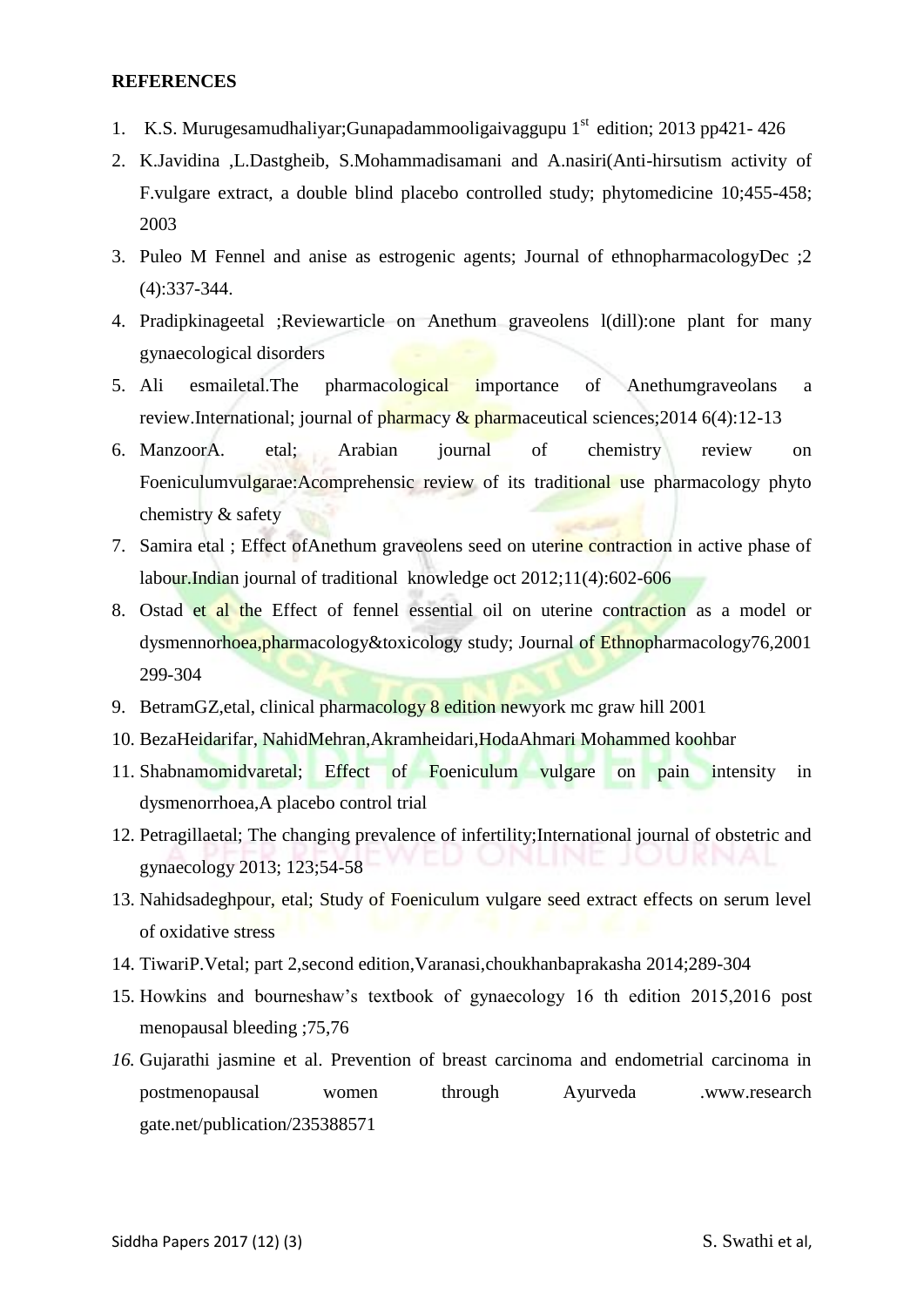**REFERENCES**

1. K.S. Murugesamudhaliyar;Gunapadammooligaivaggupu 1st edition; 2013 pp421- 426
2. K.Javidina ,L.Dastgheib, S.Mohammadisamani and A.nasiri(Anti-hirsutism activity of F.vulgare extract, a double blind placebo controlled study; phytomedicine 10;455-458; 2003
3. Puleo M Fennel and anise as estrogenic agents; Journal of ethnopharmacologyDec ;2 (4):337-344.
4. Pradipkinageetal ;Reviewarticle on Anethum graveolens l(dill):one plant for many gynaecological disorders
5. Ali esmailetal.The pharmacological importance of Anethumgraveolans a review.International; journal of pharmacy & pharmaceutical sciences;2014 6(4):12-13
6. ManzoorA. etal; Arabian journal of chemistry review on Foeniculumvulgarae:Acomprehensic review of its traditional use pharmacology phyto chemistry & safety
7. Samira etal ; Effect ofAnethum graveolens seed on uterine contraction in active phase of labour.Indian journal of traditional knowledge oct 2012;11(4):602-606
8. Ostad et al the Effect of fennel essential oil on uterine contraction as a model or dysmennorhoea,pharmacology&toxicology study; Journal of Ethnopharmacology76,2001 299-304
9. BetramGZ,etal, clinical pharmacology 8 edition newyork mc graw hill 2001
10. BezaHeidarifar, NahidMehran,Akramheidari,HodaAhmari Mohammed koohbar
11. Shabnamomidvaretal; Effect of Foeniculum vulgare on pain intensity in dysmenorrhoea,A placebo control trial
12. Petragillaetal; The changing prevalence of infertility;International journal of obstetric and gynaecology 2013; 123;54-58
13. Nahidsadeghpour, etal; Study of Foeniculum vulgare seed extract effects on serum level of oxidative stress
14. TiwariP.Vetal; part 2,second edition,Varanasi,choukhanbaprakasha 2014;289-304
15. Howkins and bourneshaw's textbook of gynaecology 16 th edition 2015,2016 post menopausal bleeding ;75,76
16. Gujarathi jasmine et al. Prevention of breast carcinoma and endometrial carcinoma in postmenopausal women through Ayurveda .www.research gate.net/publication/235388571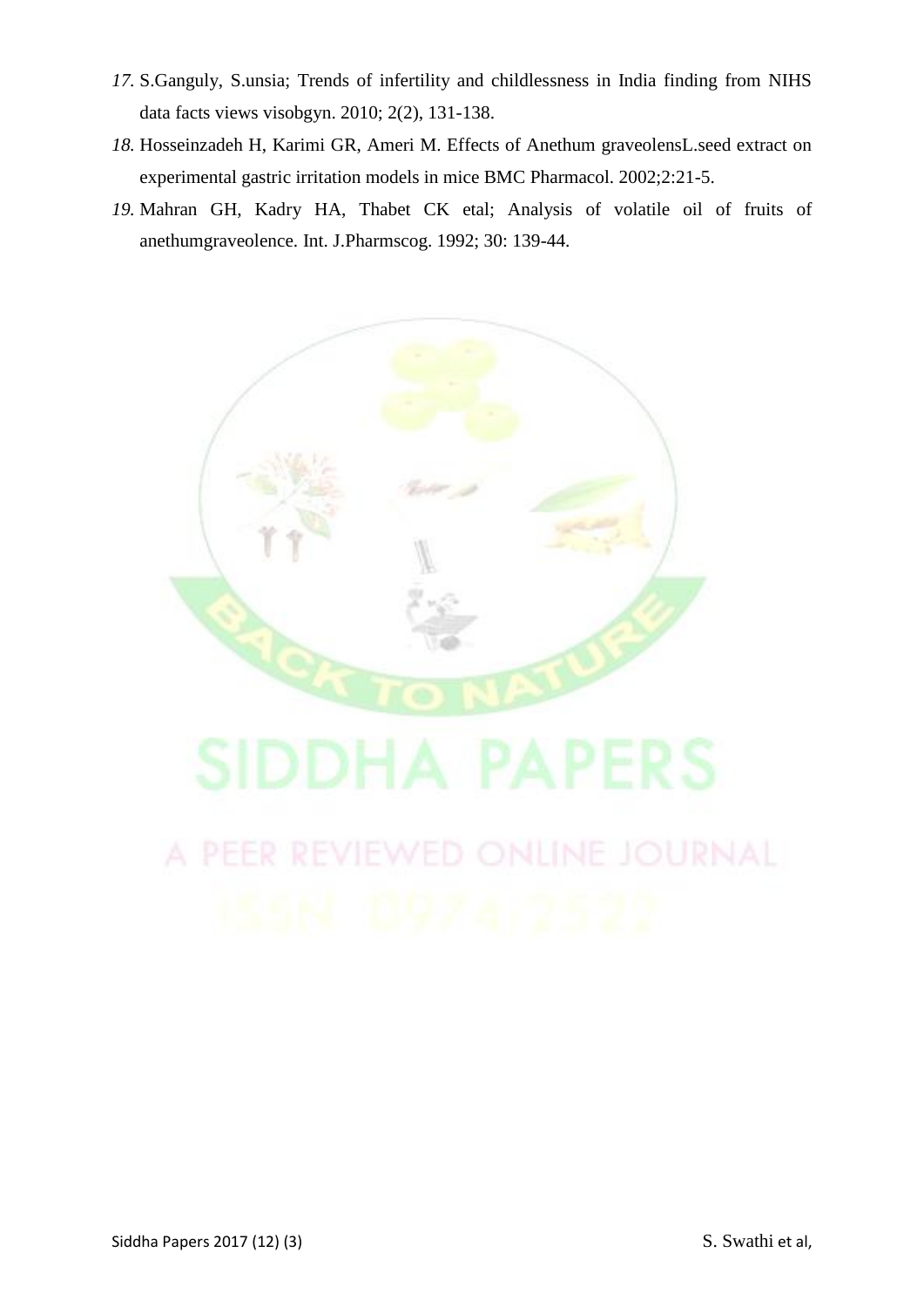17. S.Ganguly, S.unsia; Trends of infertility and childlessness in India finding from NIHS data facts views visobgyn. 2010; 2(2), 131-138.
18. Hosseinzadeh H, Karimi GR, Ameri M. Effects of Anethum graveolensL.seed extract on experimental gastric irritation models in mice BMC Pharmacol. 2002;2:21-5.
19. Mahran GH, Kadry HA, Thabet CK etal; Analysis of volatile oil of fruits of anethumgraveolence. Int. J.Pharmscog. 1992; 30: 139-44.